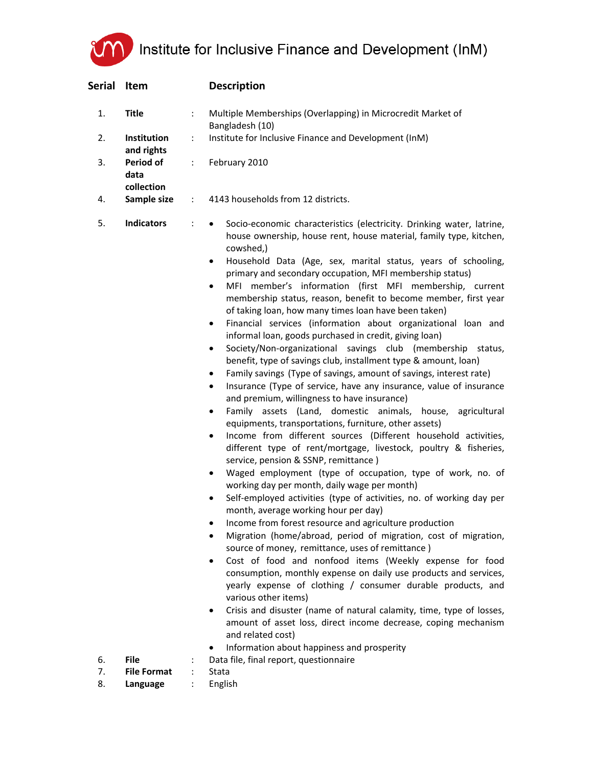# Institute for Inclusive Finance and Development (InM)

| Serial | Item | | Description |
|---|---|---|---|
| 1. | **Title** | : | Multiple Memberships (Overlapping) in Microcredit Market of Bangladesh (10) |
| 2. | **Institution and rights** | : | Institute for Inclusive Finance and Development (InM) |
| 3. | **Period of data collection** | : | February 2010 |
| 4. | **Sample size** | : | 4143 households from 12 districts. |
| 5. | **Indicators** | : | • Socio-economic characteristics (electricity. Drinking water, latrine, house ownership, house rent, house material, family type, kitchen, cowshed,)<br>• Household Data (Age, sex, marital status, years of schooling, primary and secondary occupation, MFI membership status)<br>• MFI member's information (first MFI membership, current membership status, reason, benefit to become member, first year of taking loan, how many times loan have been taken)<br>• Financial services (information about organizational loan and informal loan, goods purchased in credit, giving loan)<br>• Society/Non-organizational savings club (membership status, benefit, type of savings club, installment type & amount, loan)<br>• Family savings (Type of savings, amount of savings, interest rate)<br>• Insurance (Type of service, have any insurance, value of insurance and premium, willingness to have insurance)<br>• Family assets (Land, domestic animals, house, agricultural equipments, transportations, furniture, other assets)<br>• Income from different sources (Different household activities, different type of rent/mortgage, livestock, poultry & fisheries, service, pension & SSNP, remittance )<br>• Waged employment (type of occupation, type of work, no. of working day per month, daily wage per month)<br>• Self-employed activities (type of activities, no. of working day per month, average working hour per day)<br>• Income from forest resource and agriculture production<br>• Migration (home/abroad, period of migration, cost of migration, source of money, remittance, uses of remittance )<br>• Cost of food and nonfood items (Weekly expense for food consumption, monthly expense on daily use products and services, yearly expense of clothing / consumer durable products, and various other items)<br>• Crisis and disuster (name of natural calamity, time, type of losses, amount of asset loss, direct income decrease, coping mechanism and related cost)<br>• Information about happiness and prosperity |
| 6. | **File** | : | Data file, final report, questionnaire |
| 7. | **File Format** | : | Stata |
| 8. | **Language** | : | English |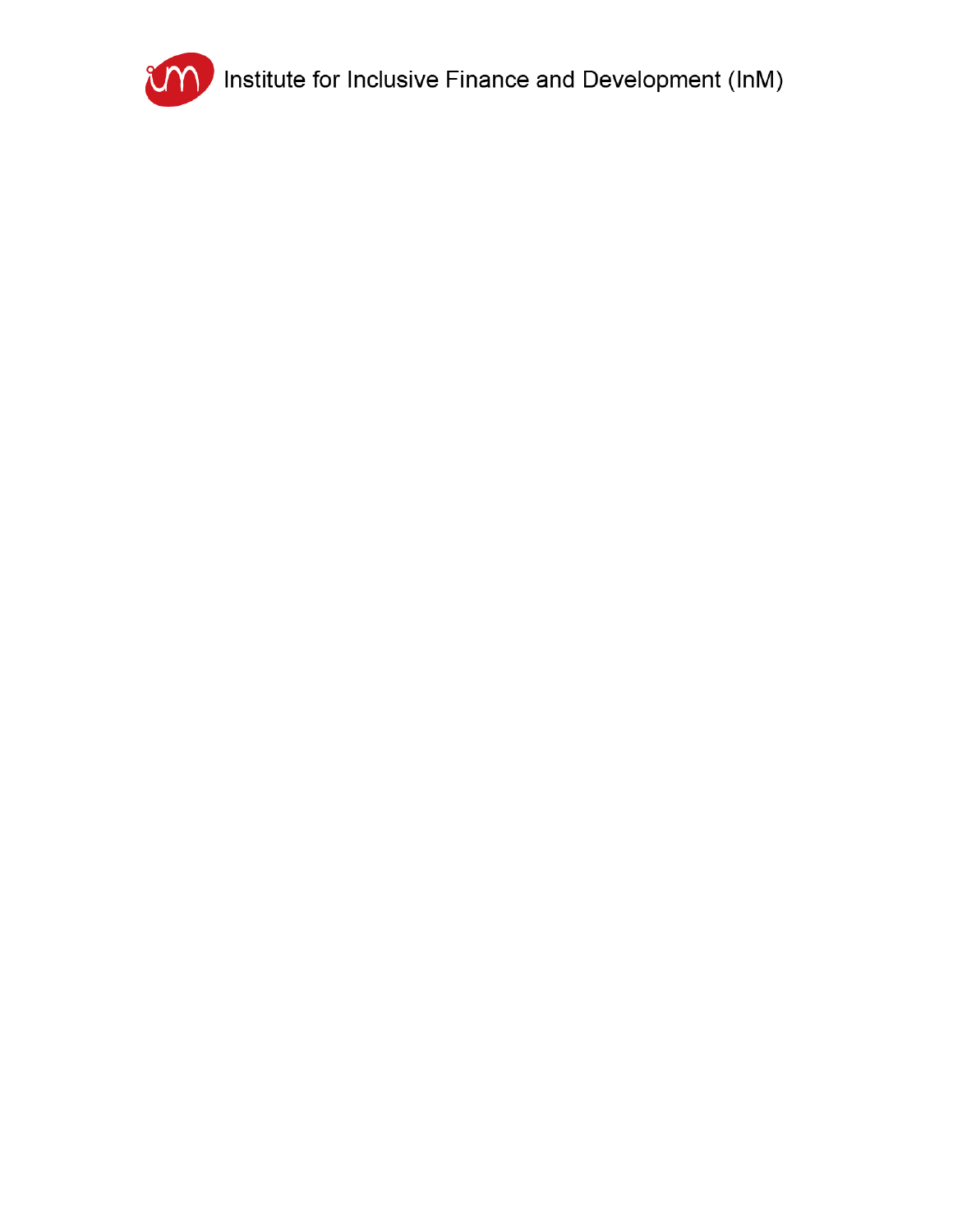Institute for Inclusive Finance and Development (InM)